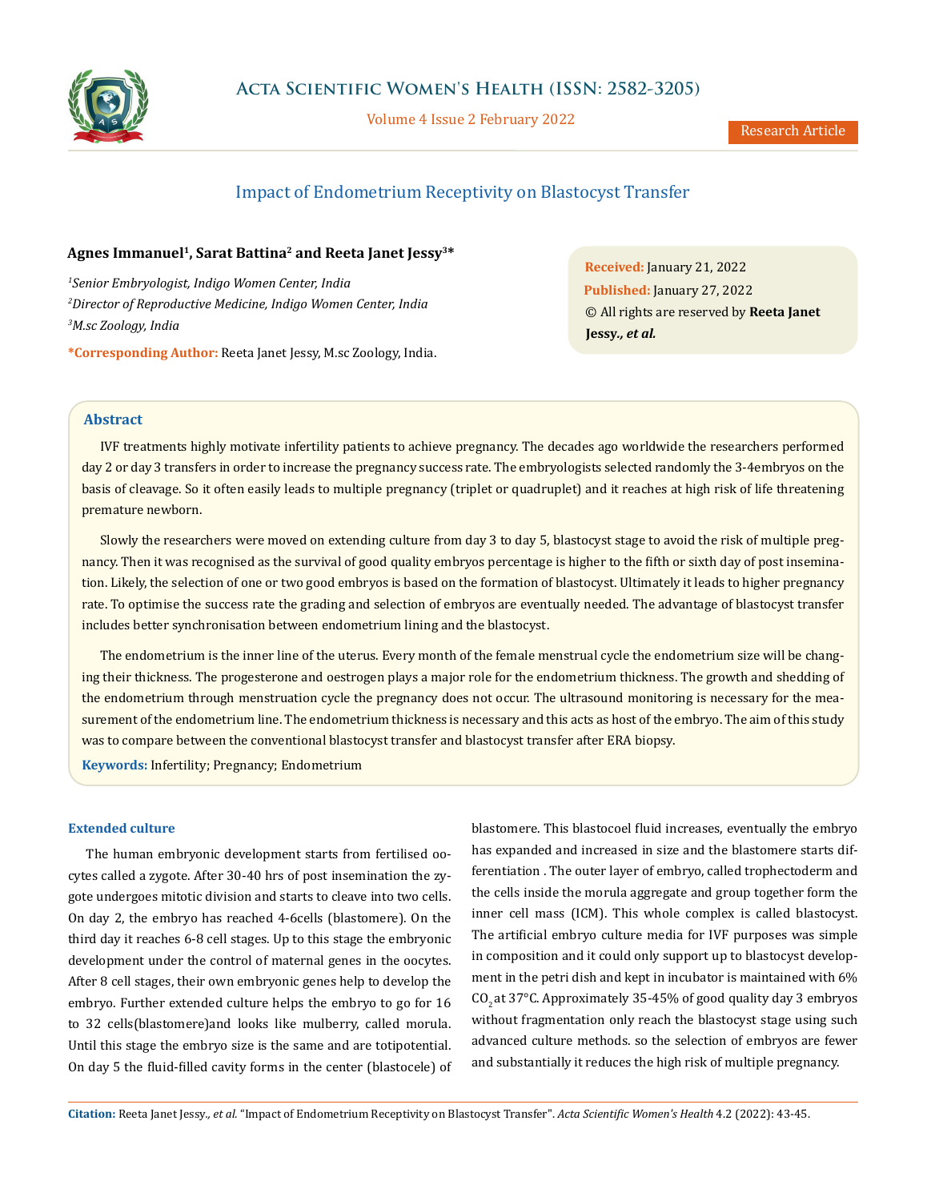# Impact of Endometrium Receptivity on Blastocyst Transfer

**Agnes Immanuel[1], Sarat Battina[2] and Reeta Janet Jessy[3]***

*[1]Senior Embryologist, Indigo Women Center, India*
*[2]Director of Reproductive Medicine, Indigo Women Center, India*
*[3]M.sc Zoology, India*

***Corresponding Author:** Reeta Janet Jessy, M.sc Zoology, India.

**Received:** January 21, 2022
**Published:** January 27, 2022
© All rights are reserved by **Reeta Janet Jessy., *et al.***

## Abstract

IVF treatments highly motivate infertility patients to achieve pregnancy. The decades ago worldwide the researchers performed day 2 or day 3 transfers in order to increase the pregnancy success rate. The embryologists selected randomly the 3-4embryos on the basis of cleavage. So it often easily leads to multiple pregnancy (triplet or quadruplet) and it reaches at high risk of life threatening premature newborn.

Slowly the researchers were moved on extending culture from day 3 to day 5, blastocyst stage to avoid the risk of multiple pregnancy. Then it was recognised as the survival of good quality embryos percentage is higher to the fifth or sixth day of post insemination. Likely, the selection of one or two good embryos is based on the formation of blastocyst. Ultimately it leads to higher pregnancy rate. To optimise the success rate the grading and selection of embryos are eventually needed. The advantage of blastocyst transfer includes better synchronisation between endometrium lining and the blastocyst.

The endometrium is the inner line of the uterus. Every month of the female menstrual cycle the endometrium size will be changing their thickness. The progesterone and oestrogen plays a major role for the endometrium thickness. The growth and shedding of the endometrium through menstruation cycle the pregnancy does not occur. The ultrasound monitoring is necessary for the measurement of the endometrium line. The endometrium thickness is necessary and this acts as host of the embryo. The aim of this study was to compare between the conventional blastocyst transfer and blastocyst transfer after ERA biopsy.

**Keywords:** Infertility; Pregnancy; Endometrium

### Extended culture

The human embryonic development starts from fertilised oocytes called a zygote. After 30-40 hrs of post insemination the zygote undergoes mitotic division and starts to cleave into two cells. On day 2, the embryo has reached 4-6cells (blastomere). On the third day it reaches 6-8 cell stages. Up to this stage the embryonic development under the control of maternal genes in the oocytes. After 8 cell stages, their own embryonic genes help to develop the embryo. Further extended culture helps the embryo to go for 16 to 32 cells(blastomere)and looks like mulberry, called morula. Until this stage the embryo size is the same and are totipotential. On day 5 the fluid-filled cavity forms in the center (blastocele) of blastomere. This blastocoel fluid increases, eventually the embryo has expanded and increased in size and the blastomere starts differentiation . The outer layer of embryo, called trophectoderm and the cells inside the morula aggregate and group together form the inner cell mass (ICM). This whole complex is called blastocyst. The artificial embryo culture media for IVF purposes was simple in composition and it could only support up to blastocyst development in the petri dish and kept in incubator is maintained with 6% $CO_2$ at 37°C. Approximately 35-45% of good quality day 3 embryos without fragmentation only reach the blastocyst stage using such advanced culture methods. so the selection of embryos are fewer and substantially it reduces the high risk of multiple pregnancy.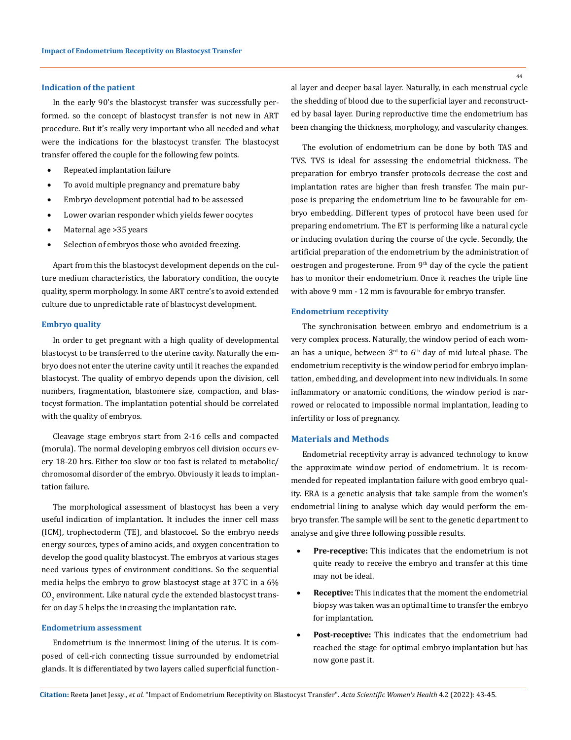### Indication of the patient

In the early 90's the blastocyst transfer was successfully performed. so the concept of blastocyst transfer is not new in ART procedure. But it's really very important who all needed and what were the indications for the blastocyst transfer. The blastocyst transfer offered the couple for the following few points.

- Repeated implantation failure
- To avoid multiple pregnancy and premature baby
- Embryo development potential had to be assessed
- Lower ovarian responder which yields fewer oocytes
- Maternal age >35 years
- Selection of embryos those who avoided freezing.

Apart from this the blastocyst development depends on the culture medium characteristics, the laboratory condition, the oocyte quality, sperm morphology. In some ART centre's to avoid extended culture due to unpredictable rate of blastocyst development.

### Embryo quality

In order to get pregnant with a high quality of developmental blastocyst to be transferred to the uterine cavity. Naturally the embryo does not enter the uterine cavity until it reaches the expanded blastocyst. The quality of embryo depends upon the division, cell numbers, fragmentation, blastomere size, compaction, and blastocyst formation. The implantation potential should be correlated with the quality of embryos.

Cleavage stage embryos start from 2-16 cells and compacted (morula). The normal developing embryos cell division occurs every 18-20 hrs. Either too slow or too fast is related to metabolic/chromosomal disorder of the embryo. Obviously it leads to implantation failure.

The morphological assessment of blastocyst has been a very useful indication of implantation. It includes the inner cell mass (ICM), trophectoderm (TE), and blastocoel. So the embryo needs energy sources, types of amino acids, and oxygen concentration to develop the good quality blastocyst. The embryos at various stages need various types of environment conditions. So the sequential media helps the embryo to grow blastocyst stage at 37°C in a 6% $CO_2$ environment. Like natural cycle the extended blastocyst transfer on day 5 helps the increasing the implantation rate.

### Endometrium assessment

Endometrium is the innermost lining of the uterus. It is composed of cell-rich connecting tissue surrounded by endometrial glands. It is differentiated by two layers called superficial functional layer and deeper basal layer. Naturally, in each menstrual cycle the shedding of blood due to the superficial layer and reconstructed by basal layer. During reproductive time the endometrium has been changing the thickness, morphology, and vascularity changes.

The evolution of endometrium can be done by both TAS and TVS. TVS is ideal for assessing the endometrial thickness. The preparation for embryo transfer protocols decrease the cost and implantation rates are higher than fresh transfer. The main purpose is preparing the endometrium line to be favourable for embryo embedding. Different types of protocol have been used for preparing endometrium. The ET is performing like a natural cycle or inducing ovulation during the course of the cycle. Secondly, the artificial preparation of the endometrium by the administration of oestrogen and progesterone. From 9th day of the cycle the patient has to monitor their endometrium. Once it reaches the triple line with above 9 mm - 12 mm is favourable for embryo transfer.

### Endometrium receptivity

The synchronisation between embryo and endometrium is a very complex process. Naturally, the window period of each woman has a unique, between 3rd to 6th day of mid luteal phase. The endometrium receptivity is the window period for embryo implantation, embedding, and development into new individuals. In some inflammatory or anatomic conditions, the window period is narrowed or relocated to impossible normal implantation, leading to infertility or loss of pregnancy.

## Materials and Methods

Endometrial receptivity array is advanced technology to know the approximate window period of endometrium. It is recommended for repeated implantation failure with good embryo quality. ERA is a genetic analysis that take sample from the women's endometrial lining to analyse which day would perform the embryo transfer. The sample will be sent to the genetic department to analyse and give three following possible results.

- **Pre-receptive:** This indicates that the endometrium is not quite ready to receive the embryo and transfer at this time may not be ideal.
- **Receptive:** This indicates that the moment the endometrial biopsy was taken was an optimal time to transfer the embryo for implantation.
- **Post-receptive:** This indicates that the endometrium had reached the stage for optimal embryo implantation but has now gone past it.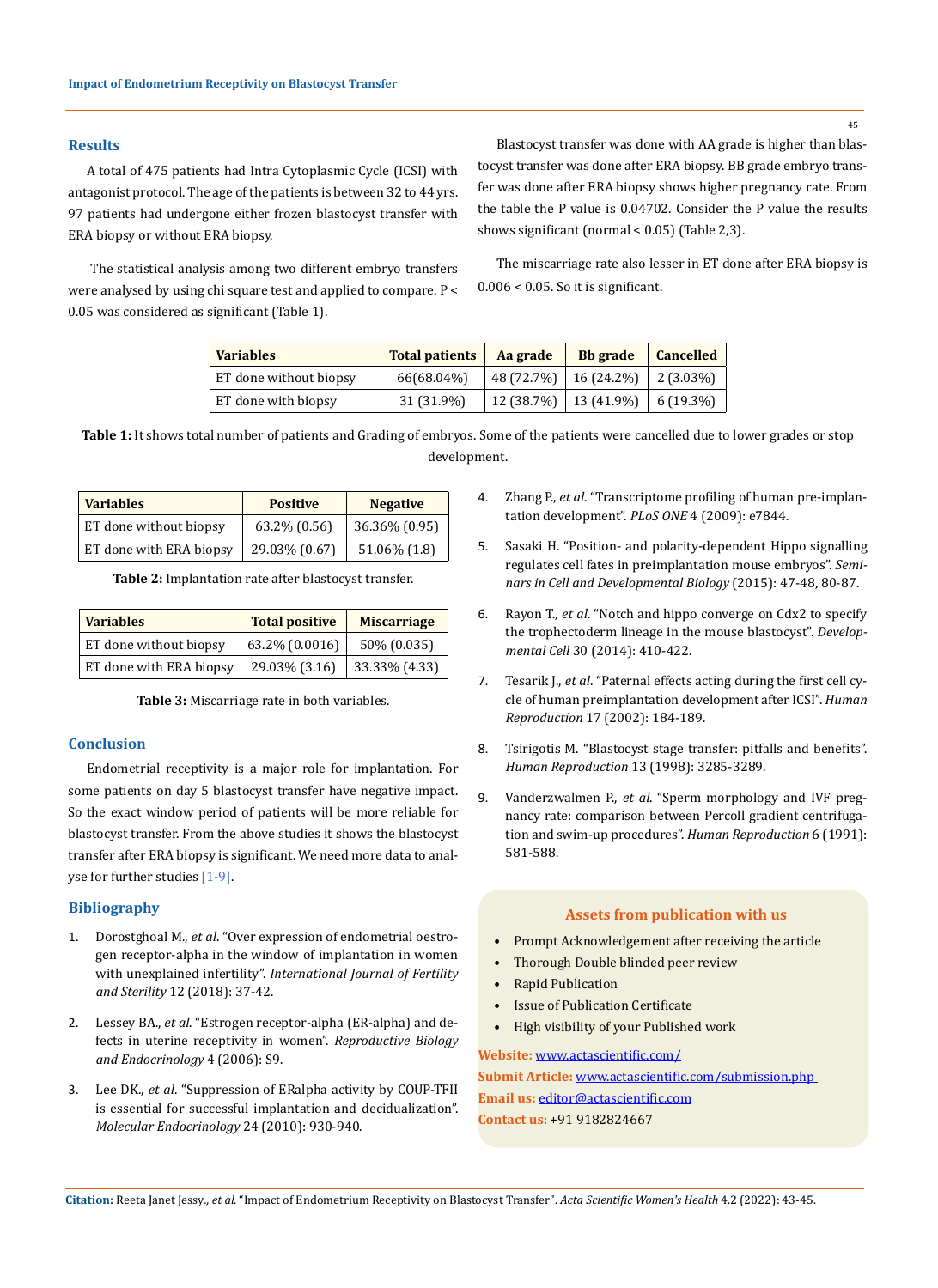## Results

A total of 475 patients had Intra Cytoplasmic Cycle (ICSI) with antagonist protocol. The age of the patients is between 32 to 44 yrs. 97 patients had undergone either frozen blastocyst transfer with ERA biopsy or without ERA biopsy.

The statistical analysis among two different embryo transfers were analysed by using chi square test and applied to compare. P < 0.05 was considered as significant (Table 1).

Blastocyst transfer was done with AA grade is higher than blastocyst transfer was done after ERA biopsy. BB grade embryo transfer was done after ERA biopsy shows higher pregnancy rate. From the table the P value is 0.04702. Consider the P value the results shows significant (normal < 0.05) (Table 2,3).

The miscarriage rate also lesser in ET done after ERA biopsy is 0.006 < 0.05. So it is significant.

| Variables | Total patients | Aa grade | Bb grade | Cancelled |
|---|---|---|---|---|
| ET done without biopsy | 66(68.04%) | 48 (72.7%) | 16 (24.2%) | 2 (3.03%) |
| ET done with biopsy | 31 (31.9%) | 12 (38.7%) | 13 (41.9%) | 6 (19.3%) |

**Table 1:** It shows total number of patients and Grading of embryos. Some of the patients were cancelled due to lower grades or stop development.

| Variables | Positive | Negative |
|---|---|---|
| ET done without biopsy | 63.2% (0.56) | 36.36% (0.95) |
| ET done with ERA biopsy | 29.03% (0.67) | 51.06% (1.8) |

**Table 2:** Implantation rate after blastocyst transfer.

| Variables | Total positive | Miscarriage |
|---|---|---|
| ET done without biopsy | 63.2% (0.0016) | 50% (0.035) |
| ET done with ERA biopsy | 29.03% (3.16) | 33.33% (4.33) |

**Table 3:** Miscarriage rate in both variables.

## Conclusion

Endometrial receptivity is a major role for implantation. For some patients on day 5 blastocyst transfer have negative impact. So the exact window period of patients will be more reliable for blastocyst transfer. From the above studies it shows the blastocyst transfer after ERA biopsy is significant. We need more data to analyse for further studies [1-9].

## Bibliography

1. Dorostghoal M., *et al*. "Over expression of endometrial oestrogen receptor-alpha in the window of implantation in women with unexplained infertility". *International Journal of Fertility and Sterility* 12 (2018): 37-42.
2. Lessey BA., *et al*. "Estrogen receptor-alpha (ER-alpha) and defects in uterine receptivity in women". *Reproductive Biology and Endocrinology* 4 (2006): S9.
3. Lee DK., *et al*. "Suppression of ERalpha activity by COUP-TFII is essential for successful implantation and decidualization". *Molecular Endocrinology* 24 (2010): 930-940.
4. Zhang P., *et al*. "Transcriptome profiling of human pre-implantation development". *PLoS ONE* 4 (2009): e7844.
5. Sasaki H. "Position- and polarity-dependent Hippo signalling regulates cell fates in preimplantation mouse embryos". *Seminars in Cell and Developmental Biology* (2015): 47-48, 80-87.
6. Rayon T., *et al*. "Notch and hippo converge on Cdx2 to specify the trophectoderm lineage in the mouse blastocyst". *Developmental Cell* 30 (2014): 410-422.
7. Tesarik J., *et al*. "Paternal effects acting during the first cell cycle of human preimplantation development after ICSI". *Human Reproduction* 17 (2002): 184-189.
8. Tsirigotis M. "Blastocyst stage transfer: pitfalls and benefits". *Human Reproduction* 13 (1998): 3285-3289.
9. Vanderzwalmen P., *et al*. "Sperm morphology and IVF pregnancy rate: comparison between Percoll gradient centrifugation and swim-up procedures". *Human Reproduction* 6 (1991): 581-588.

### Assets from publication with us

- Prompt Acknowledgement after receiving the article
- Thorough Double blinded peer review
- Rapid Publication
- Issue of Publication Certificate
- High visibility of your Published work

**Website:** www.actascientific.com/
**Submit Article:** www.actascientific.com/submission.php
**Email us:** editor@actascientific.com
**Contact us:** +91 9182824667